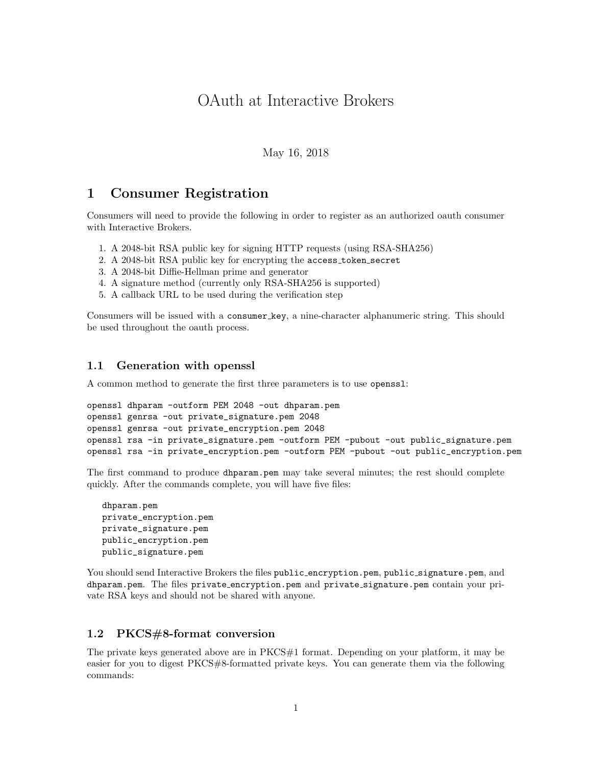# OAuth at Interactive Brokers

May 16, 2018

## 1 Consumer Registration

Consumers will need to provide the following in order to register as an authorized oauth consumer with Interactive Brokers.

1. A 2048-bit RSA public key for signing HTTP requests (using RSA-SHA256)
2. A 2048-bit RSA public key for encrypting the `access_token_secret`
3. A 2048-bit Diffie-Hellman prime and generator
4. A signature method (currently only RSA-SHA256 is supported)
5. A callback URL to be used during the verification step

Consumers will be issued with a `consumer_key`, a nine-character alphanumeric string. This should be used throughout the oauth process.

### 1.1 Generation with openssl

A common method to generate the first three parameters is to use `openssl`:

```
openssl dhparam -outform PEM 2048 -out dhparam.pem
openssl genrsa -out private_signature.pem 2048
openssl genrsa -out private_encryption.pem 2048
openssl rsa -in private_signature.pem -outform PEM -pubout -out public_signature.pem
openssl rsa -in private_encryption.pem -outform PEM -pubout -out public_encryption.pem
```

The first command to produce `dhparam.pem` may take several minutes; the rest should complete quickly. After the commands complete, you will have five files:

```
dhparam.pem
private_encryption.pem
private_signature.pem
public_encryption.pem
public_signature.pem
```

You should send Interactive Brokers the files `public_encryption.pem`, `public_signature.pem`, and `dhparam.pem`. The files `private_encryption.pem` and `private_signature.pem` contain your private RSA keys and should not be shared with anyone.

### 1.2 PKCS#8-format conversion

The private keys generated above are in PKCS#1 format. Depending on your platform, it may be easier for you to digest PKCS#8-formatted private keys. You can generate them via the following commands: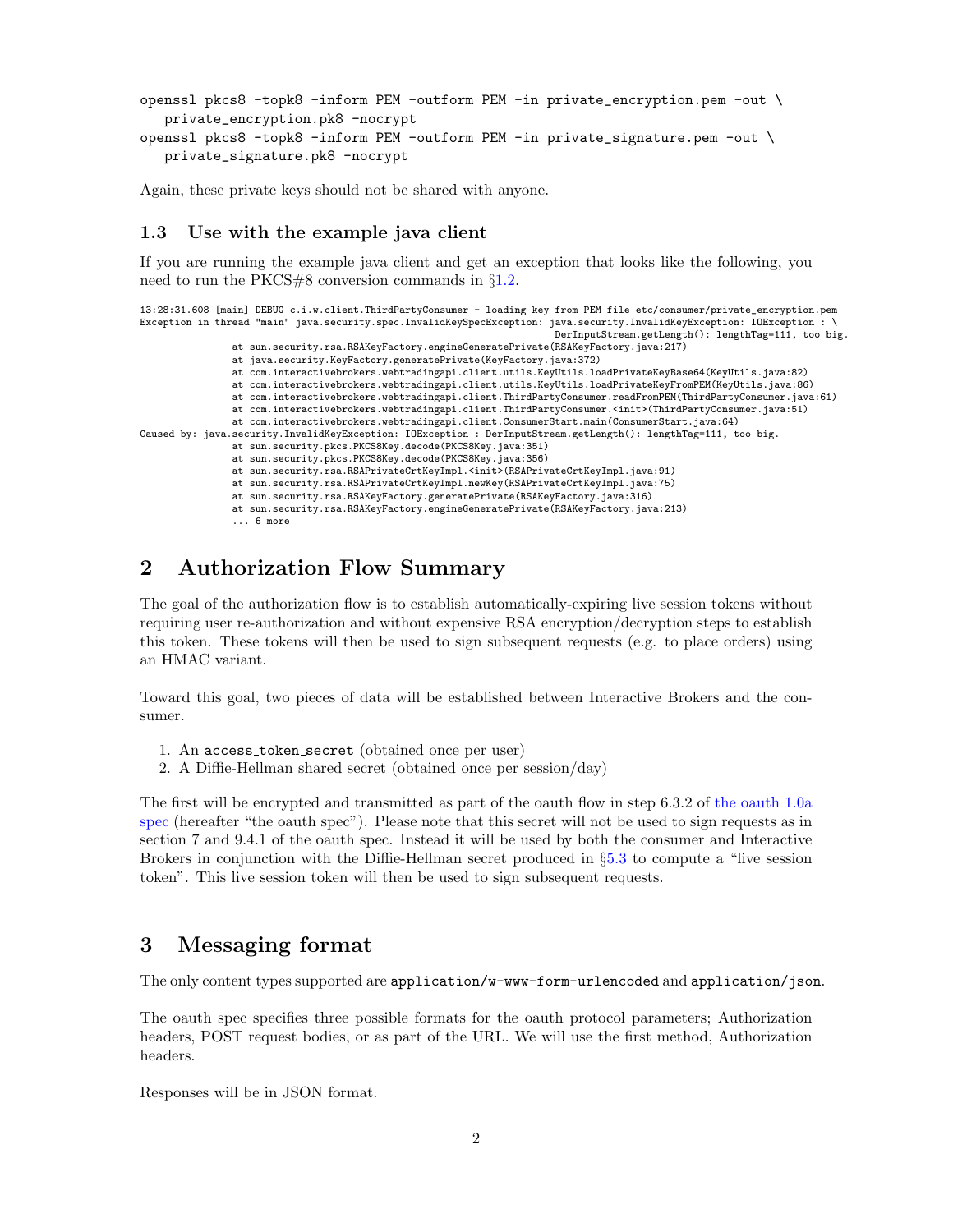```
openssl pkcs8 -topk8 -inform PEM -outform PEM -in private_encryption.pem -out \
   private_encryption.pk8 -nocrypt
openssl pkcs8 -topk8 -inform PEM -outform PEM -in private_signature.pem -out \
   private_signature.pk8 -nocrypt
```

Again, these private keys should not be shared with anyone.

### 1.3 Use with the example java client

If you are running the example java client and get an exception that looks like the following, you need to run the PKCS#8 conversion commands in §1.2.

```
13:28:31.608 [main] DEBUG c.i.w.client.ThirdPartyConsumer - loading key from PEM file etc/consumer/private_encryption.pem
Exception in thread "main" java.security.spec.InvalidKeySpecException: java.security.InvalidKeyException: IOException : \
                                                                DerInputStream.getLength(): lengthTag=111, too big.
                at sun.security.rsa.RSAKeyFactory.engineGeneratePrivate(RSAKeyFactory.java:217)
                at java.security.KeyFactory.generatePrivate(KeyFactory.java:372)
                at com.interactivebrokers.webtradingapi.client.utils.KeyUtils.loadPrivateKeyBase64(KeyUtils.java:82)
                at com.interactivebrokers.webtradingapi.client.utils.KeyUtils.loadPrivateKeyFromPEM(KeyUtils.java:86)
                at com.interactivebrokers.webtradingapi.client.ThirdPartyConsumer.readFromPEM(ThirdPartyConsumer.java:61)
                at com.interactivebrokers.webtradingapi.client.ThirdPartyConsumer.<init>(ThirdPartyConsumer.java:51)
                at com.interactivebrokers.webtradingapi.client.ConsumerStart.main(ConsumerStart.java:64)
Caused by: java.security.InvalidKeyException: IOException : DerInputStream.getLength(): lengthTag=111, too big.
                at sun.security.pkcs.PKCS8Key.decode(PKCS8Key.java:351)
                at sun.security.pkcs.PKCS8Key.decode(PKCS8Key.java:356)
                at sun.security.rsa.RSAPrivateCrtKeyImpl.<init>(RSAPrivateCrtKeyImpl.java:91)
                at sun.security.rsa.RSAPrivateCrtKeyImpl.newKey(RSAPrivateCrtKeyImpl.java:75)
                at sun.security.rsa.RSAKeyFactory.generatePrivate(RSAKeyFactory.java:316)
                at sun.security.rsa.RSAKeyFactory.engineGeneratePrivate(RSAKeyFactory.java:213)
                ... 6 more
```

## 2 Authorization Flow Summary

The goal of the authorization flow is to establish automatically-expiring live session tokens without requiring user re-authorization and without expensive RSA encryption/decryption steps to establish this token. These tokens will then be used to sign subsequent requests (e.g. to place orders) using an HMAC variant.

Toward this goal, two pieces of data will be established between Interactive Brokers and the consumer.

1. An access_token_secret (obtained once per user)
2. A Diffie-Hellman shared secret (obtained once per session/day)

The first will be encrypted and transmitted as part of the oauth flow in step 6.3.2 of the oauth 1.0a spec (hereafter "the oauth spec"). Please note that this secret will not be used to sign requests as in section 7 and 9.4.1 of the oauth spec. Instead it will be used by both the consumer and Interactive Brokers in conjunction with the Diffie-Hellman secret produced in §5.3 to compute a "live session token". This live session token will then be used to sign subsequent requests.

## 3 Messaging format

The only content types supported are application/w-www-form-urlencoded and application/json.

The oauth spec specifies three possible formats for the oauth protocol parameters; Authorization headers, POST request bodies, or as part of the URL. We will use the first method, Authorization headers.

Responses will be in JSON format.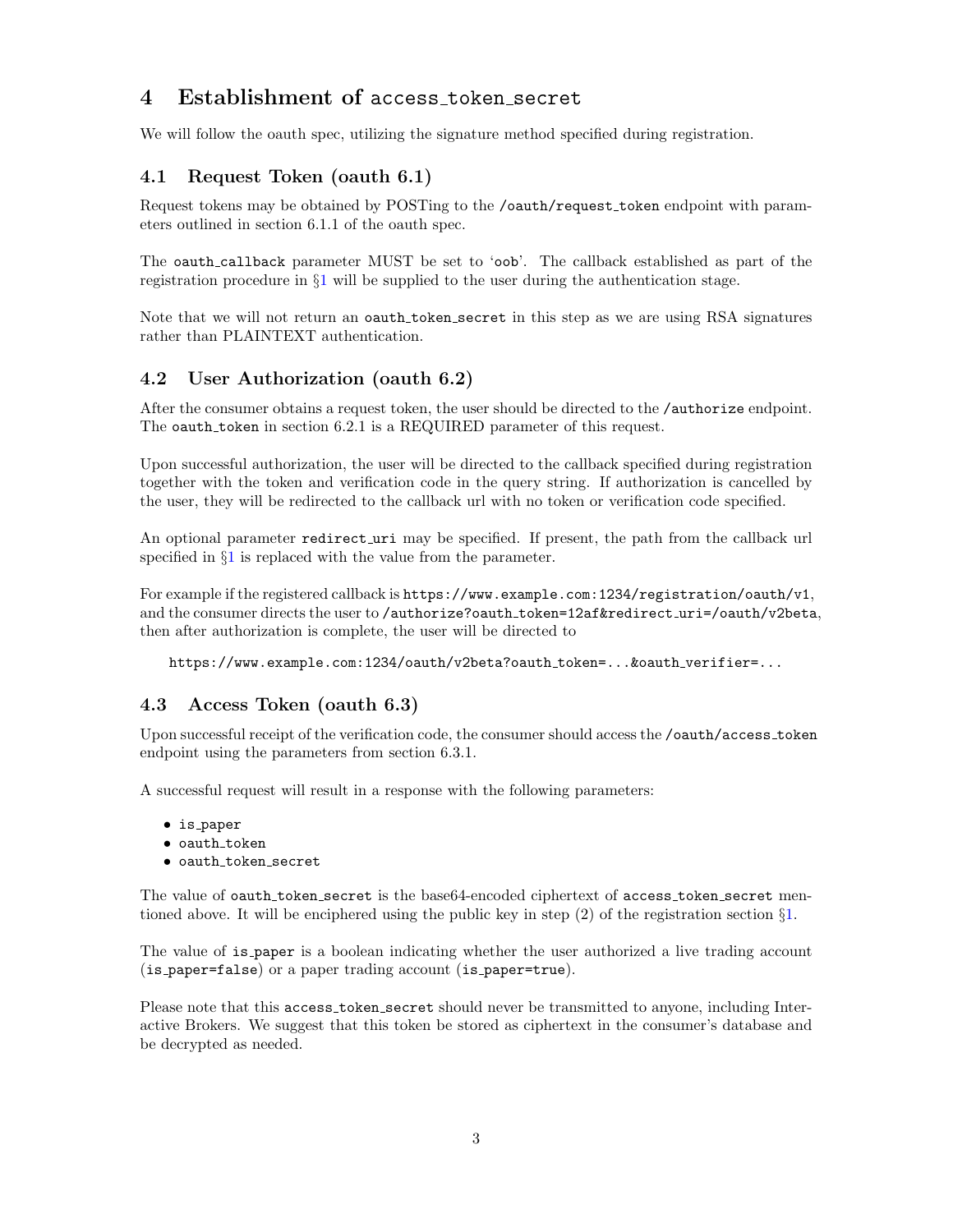# 4 Establishment of access_token_secret

We will follow the oauth spec, utilizing the signature method specified during registration.

## 4.1 Request Token (oauth 6.1)

Request tokens may be obtained by POSTing to the `/oauth/request_token` endpoint with parameters outlined in section 6.1.1 of the oauth spec.

The `oauth_callback` parameter MUST be set to '`oob`'. The callback established as part of the registration procedure in §1 will be supplied to the user during the authentication stage.

Note that we will not return an `oauth_token_secret` in this step as we are using RSA signatures rather than PLAINTEXT authentication.

## 4.2 User Authorization (oauth 6.2)

After the consumer obtains a request token, the user should be directed to the `/authorize` endpoint. The `oauth_token` in section 6.2.1 is a REQUIRED parameter of this request.

Upon successful authorization, the user will be directed to the callback specified during registration together with the token and verification code in the query string. If authorization is cancelled by the user, they will be redirected to the callback url with no token or verification code specified.

An optional parameter `redirect_uri` may be specified. If present, the path from the callback url specified in §1 is replaced with the value from the parameter.

For example if the registered callback is `https://www.example.com:1234/registration/oauth/v1`, and the consumer directs the user to `/authorize?oauth_token=12af&redirect_uri=/oauth/v2beta`, then after authorization is complete, the user will be directed to

```
https://www.example.com:1234/oauth/v2beta?oauth_token=...&oauth_verifier=...
```

## 4.3 Access Token (oauth 6.3)

Upon successful receipt of the verification code, the consumer should access the `/oauth/access_token` endpoint using the parameters from section 6.3.1.

A successful request will result in a response with the following parameters:

- `is_paper`
- `oauth_token`
- `oauth_token_secret`

The value of `oauth_token_secret` is the base64-encoded ciphertext of `access_token_secret` mentioned above. It will be enciphered using the public key in step (2) of the registration section §1.

The value of `is_paper` is a boolean indicating whether the user authorized a live trading account (`is_paper=false`) or a paper trading account (`is_paper=true`).

Please note that this `access_token_secret` should never be transmitted to anyone, including Interactive Brokers. We suggest that this token be stored as ciphertext in the consumer's database and be decrypted as needed.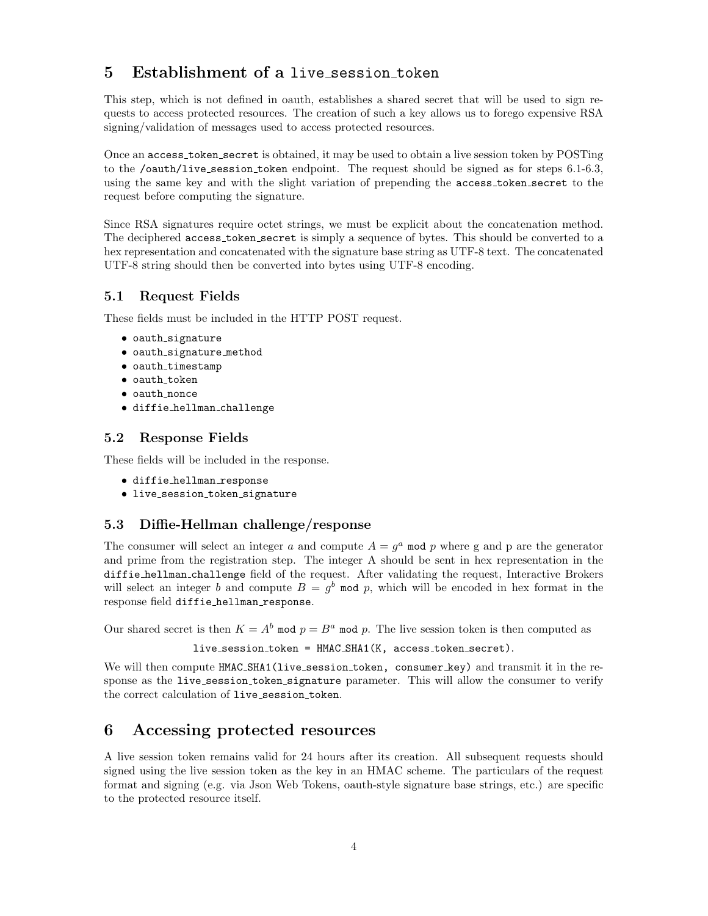# 5 Establishment of a live_session_token

This step, which is not defined in oauth, establishes a shared secret that will be used to sign requests to access protected resources. The creation of such a key allows us to forego expensive RSA signing/validation of messages used to access protected resources.

Once an access_token_secret is obtained, it may be used to obtain a live session token by POSTing to the /oauth/live_session_token endpoint. The request should be signed as for steps 6.1-6.3, using the same key and with the slight variation of prepending the access_token_secret to the request before computing the signature.

Since RSA signatures require octet strings, we must be explicit about the concatenation method. The deciphered access_token_secret is simply a sequence of bytes. This should be converted to a hex representation and concatenated with the signature base string as UTF-8 text. The concatenated UTF-8 string should then be converted into bytes using UTF-8 encoding.

## 5.1 Request Fields

These fields must be included in the HTTP POST request.

- oauth_signature
- oauth_signature_method
- oauth_timestamp
- oauth_token
- oauth_nonce
- diffie_hellman_challenge

## 5.2 Response Fields

These fields will be included in the response.

- diffie_hellman_response
- live_session_token_signature

## 5.3 Diffie-Hellman challenge/response

The consumer will select an integer $a$ and compute $A = g^a \bmod p$ where g and p are the generator and prime from the registration step. The integer A should be sent in hex representation in the diffie_hellman_challenge field of the request. After validating the request, Interactive Brokers will select an integer $b$ and compute $B = g^b \bmod p$, which will be encoded in hex format in the response field diffie_hellman_response.

Our shared secret is then $K = A^b \bmod p = B^a \bmod p$. The live session token is then computed as

```
live_session_token = HMAC_SHA1(K, access_token_secret).
```

We will then compute HMAC_SHA1(live_session_token, consumer_key) and transmit it in the response as the live_session_token_signature parameter. This will allow the consumer to verify the correct calculation of live_session_token.

# 6 Accessing protected resources

A live session token remains valid for 24 hours after its creation. All subsequent requests should signed using the live session token as the key in an HMAC scheme. The particulars of the request format and signing (e.g. via Json Web Tokens, oauth-style signature base strings, etc.) are specific to the protected resource itself.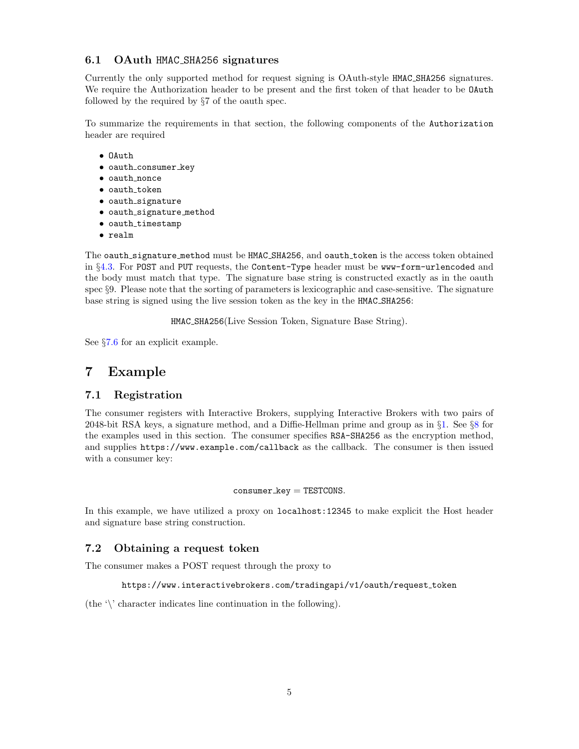### 6.1 OAuth HMAC_SHA256 signatures

Currently the only supported method for request signing is OAuth-style HMAC_SHA256 signatures. We require the Authorization header to be present and the first token of that header to be OAuth followed by the required by §7 of the oauth spec.

To summarize the requirements in that section, the following components of the Authorization header are required

- OAuth
- oauth_consumer_key
- oauth_nonce
- oauth_token
- oauth_signature
- oauth_signature_method
- oauth_timestamp
- realm

The oauth_signature_method must be HMAC_SHA256, and oauth_token is the access token obtained in §4.3. For POST and PUT requests, the Content-Type header must be www-form-urlencoded and the body must match that type. The signature base string is constructed exactly as in the oauth spec §9. Please note that the sorting of parameters is lexicographic and case-sensitive. The signature base string is signed using the live session token as the key in the HMAC_SHA256:

HMAC_SHA256(Live Session Token, Signature Base String).

See §7.6 for an explicit example.

## 7 Example

### 7.1 Registration

The consumer registers with Interactive Brokers, supplying Interactive Brokers with two pairs of 2048-bit RSA keys, a signature method, and a Diffie-Hellman prime and group as in §1. See §8 for the examples used in this section. The consumer specifies RSA-SHA256 as the encryption method, and supplies https://www.example.com/callback as the callback. The consumer is then issued with a consumer key:

consumer_key = TESTCONS.

In this example, we have utilized a proxy on localhost:12345 to make explicit the Host header and signature base string construction.

### 7.2 Obtaining a request token

The consumer makes a POST request through the proxy to

```
https://www.interactivebrokers.com/tradingapi/v1/oauth/request_token
```

(the '\' character indicates line continuation in the following).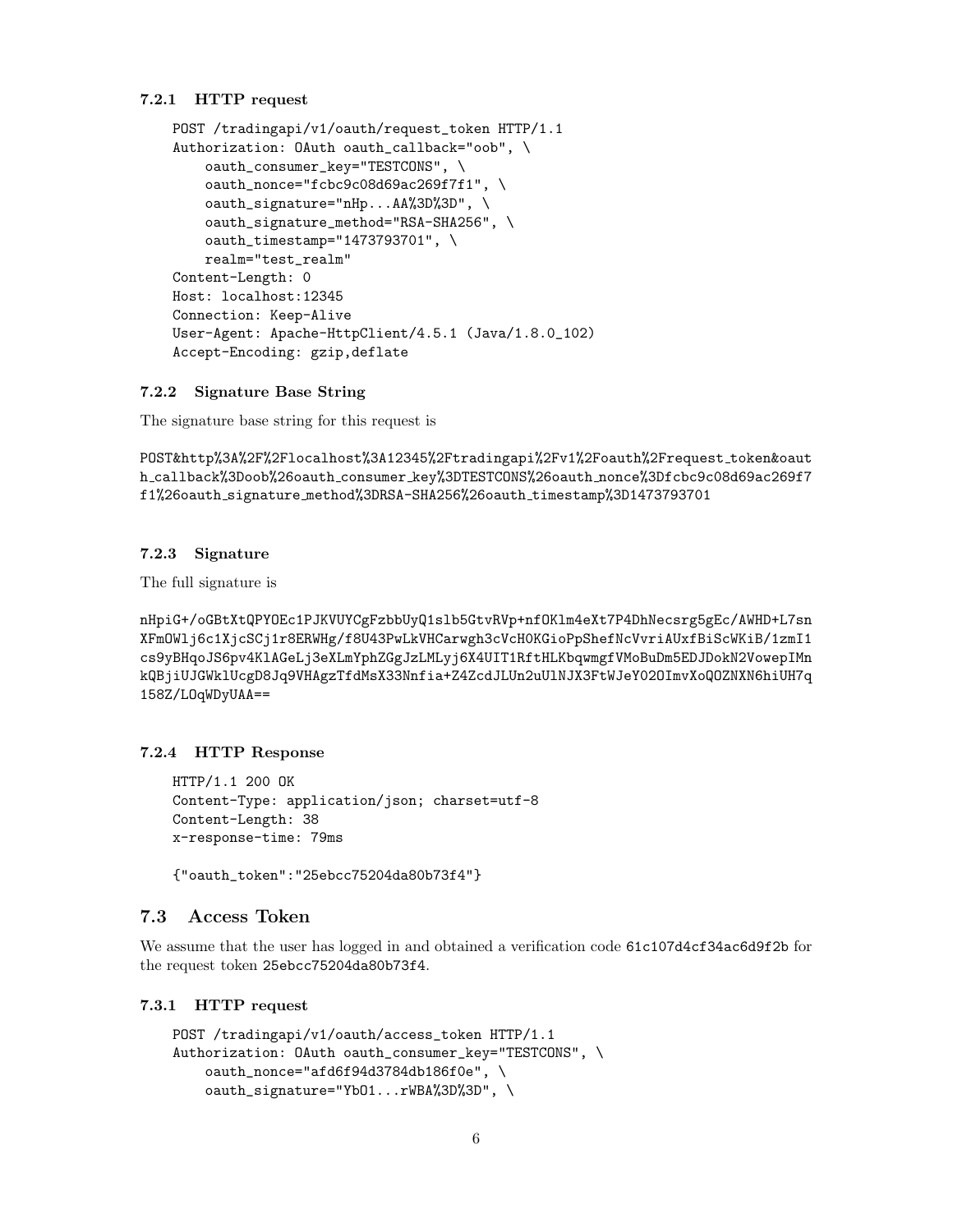#### 7.2.1 HTTP request

```
POST /tradingapi/v1/oauth/request_token HTTP/1.1
Authorization: OAuth oauth_callback="oob", \
    oauth_consumer_key="TESTCONS", \
    oauth_nonce="fcbc9c08d69ac269f7f1", \
    oauth_signature="nHp...AA%3D%3D", \
    oauth_signature_method="RSA-SHA256", \
    oauth_timestamp="1473793701", \
    realm="test_realm"
Content-Length: 0
Host: localhost:12345
Connection: Keep-Alive
User-Agent: Apache-HttpClient/4.5.1 (Java/1.8.0_102)
Accept-Encoding: gzip,deflate
```

#### 7.2.2 Signature Base String

The signature base string for this request is

```
POST&http%3A%2F%2Flocalhost%3A12345%2Ftradingapi%2Fv1%2Foauth%2Frequest_token&oaut
h_callback%3Doob%26oauth_consumer_key%3DTESTCONS%26oauth_nonce%3Dfcbc9c08d69ac269f7
f1%26oauth_signature_method%3DRSA-SHA256%26oauth_timestamp%3D1473793701
```

#### 7.2.3 Signature

The full signature is

```
nHpiG+/oGBtXtQPYOEc1PJKVUYCgFzbbUyQ1slb5GtvRVp+nfOKlm4eXt7P4DhNecsrg5gEc/AWHD+L7sn
XFmOWlj6c1XjcSCj1r8ERWHg/f8U43PwLkVHCarwgh3cVcH0KGioPpShefNcVvriAUxfBiScWKiB/1zmI1
cs9yBHqoJS6pv4KlAGeLj3eXLmYphZGgJzLMLyj6X4UIT1RftHLKbqwmgfVMoBuDm5EDJDokN2VowepIMn
kQBjiUJGWklUcgD8Jq9VHAgzTfdMsX33Nnfia+Z4ZcdJLUn2uUlNJX3FtWJeY02OImvXoQOZNXN6hiUH7q
158Z/LOqWDyUAA==
```

#### 7.2.4 HTTP Response

```
HTTP/1.1 200 OK
Content-Type: application/json; charset=utf-8
Content-Length: 38
x-response-time: 79ms

{"oauth_token":"25ebcc75204da80b73f4"}
```

### 7.3 Access Token

We assume that the user has logged in and obtained a verification code `61c107d4cf34ac6d9f2b` for the request token `25ebcc75204da80b73f4`.

#### 7.3.1 HTTP request

```
POST /tradingapi/v1/oauth/access_token HTTP/1.1
Authorization: OAuth oauth_consumer_key="TESTCONS", \
    oauth_nonce="afd6f94d3784db186f0e", \
    oauth_signature="YbO1...rWBA%3D%3D", \
```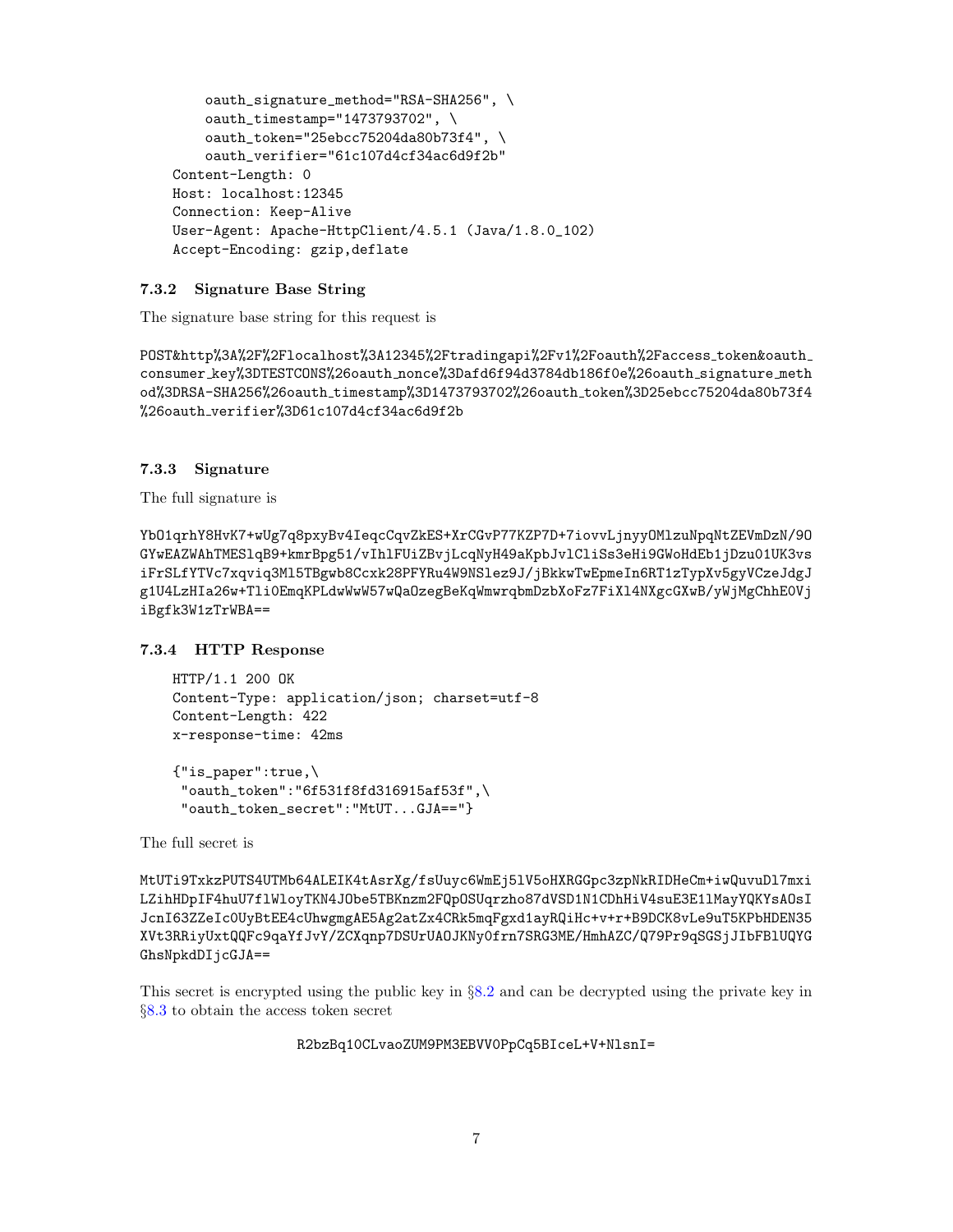```
    oauth_signature_method="RSA-SHA256", \
    oauth_timestamp="1473793702", \
    oauth_token="25ebcc75204da80b73f4", \
    oauth_verifier="61c107d4cf34ac6d9f2b"
Content-Length: 0
Host: localhost:12345
Connection: Keep-Alive
User-Agent: Apache-HttpClient/4.5.1 (Java/1.8.0_102)
Accept-Encoding: gzip,deflate
```

### 7.3.2 Signature Base String

The signature base string for this request is

```
POST&http%3A%2F%2Flocalhost%3A12345%2Ftradingapi%2Fv1%2Foauth%2Faccess_token&oauth_
consumer_key%3DTESTCONS%26oauth_nonce%3Dafd6f94d3784db186f0e%26oauth_signature_meth
od%3DRSA-SHA256%26oauth_timestamp%3D1473793702%26oauth_token%3D25ebcc75204da80b73f4
%26oauth_verifier%3D61c107d4cf34ac6d9f2b
```

### 7.3.3 Signature

The full signature is

```
YbO1qrhY8HvK7+wUg7q8pxyBv4IeqcCqvZkES+XrCGvP77KZP7D+7iovvLjnyyOMlzuNpqNtZEVmDzN/9O
GYwEAZWAhTMESlqB9+kmrBpg51/vIhlFUiZBvjLcqNyH49aKpbJvlCliSs3eHi9GWoHdEb1jDzu01UK3vs
iFrSLfYTVc7xqviq3Ml5TBgwb8Ccxk28PFYRu4W9NSlez9J/jBkkwTwEpmeIn6RT1zTypXv5gyVCzeJdgJ
g1U4LzHIa26w+Tli0EmqKPLdwWwW57wQaOzegBeKqWmwrqbmDzbXoFz7FiXl4NXgcGXwB/yWjMgChhE0Vj
iBgfk3W1zTrWBA==
```

### 7.3.4 HTTP Response

```
HTTP/1.1 200 OK
Content-Type: application/json; charset=utf-8
Content-Length: 422
x-response-time: 42ms

{"is_paper":true,\
 "oauth_token":"6f531f8fd316915af53f",\
 "oauth_token_secret":"MtUT...GJA=="}
```

The full secret is

```
MtUTi9TxkzPUTS4UTMb64ALEIK4tAsrXg/fsUuyc6WmEj5lV5oHXRGGpc3zpNkRIDHeCm+iwQuvuDl7mxi
LZihHDpIF4huU7flWloyTKN4JObe5TBKnzm2FQpOSUqrzho87dVSD1N1CDhHiV4suE3E1lMayYQKYsAOsI
JcnI63ZZeIc0UyBtEE4cUhwgmgAE5Ag2atZx4CRk5mqFgxd1ayRQiHc+v+r+B9DCK8vLe9uT5KPbHDEN35
XVt3RRiyUxtQQFc9qaYfJvY/ZCXqnp7DSUrUAOJKNy0frn7SRG3ME/HmhAZC/Q79Pr9qSGSjJIbFBlUQYG
GhsNpkdDIjcGJA==
```

This secret is encrypted using the public key in §8.2 and can be decrypted using the private key in §8.3 to obtain the access token secret

```
R2bzBq10CLvaoZUM9PM3EBVV0PpCq5BIceL+V+NlsnI=
```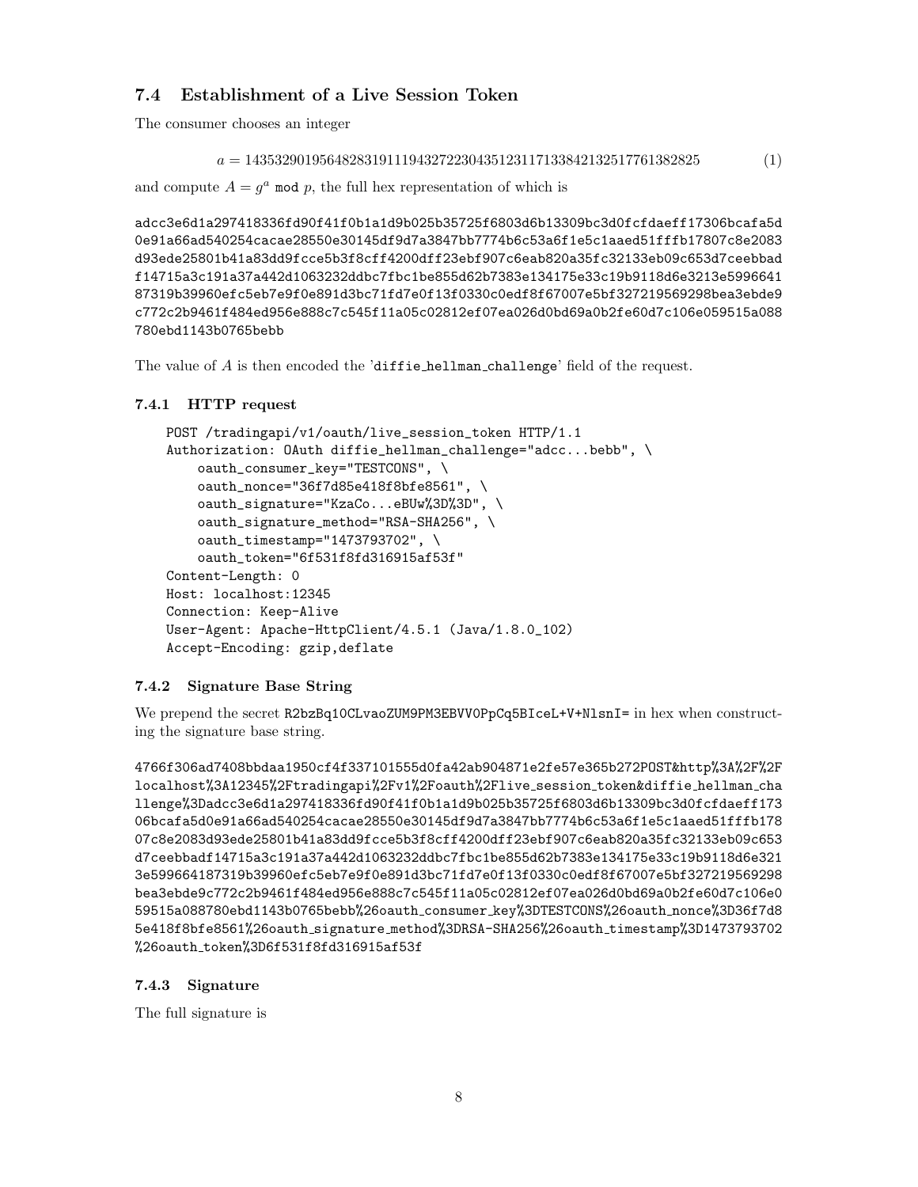### 7.4 Establishment of a Live Session Token

The consumer chooses an integer

$$a = 143532901956482831911194327223043512311713384213251776138​2825 \tag{1}$$

and compute $A = g^a \bmod p$, the full hex representation of which is

```
adcc3e6d1a297418336fd90f41f0b1a1d9b025b35725f6803d6b13309bc3d0fcfdaeff17306bcafa5d
0e91a66ad540254cacae28550e30145df9d7a3847bb7774b6c53a6f1e5c1aaed51fffb17807c8e2083
d93ede25801b41a83dd9fcce5b3f8cff4200dff23ebf907c6eab820a35fc32133eb09c653d7ceebbad
f14715a3c191a37a442d1063232ddbc7fbc1be855d62b7383e134175e33c19b9118d6e3213e5996641
87319b39960efc5eb7e9f0e891d3bc71fd7e0f13f0330c0edf8f67007e5bf327219569298bea3ebde9
c772c2b9461f484ed956e888c7c545f11a05c02812ef07ea026d0bd69a0b2fe60d7c106e059515a088
780ebd1143b0765bebb
```

The value of $A$ is then encoded the 'diffie_hellman_challenge' field of the request.

#### 7.4.1 HTTP request

```
POST /tradingapi/v1/oauth/live_session_token HTTP/1.1
Authorization: OAuth diffie_hellman_challenge="adcc...bebb", \
    oauth_consumer_key="TESTCONS", \
    oauth_nonce="36f7d85e418f8bfe8561", \
    oauth_signature="KzaCo...eBUw%3D%3D", \
    oauth_signature_method="RSA-SHA256", \
    oauth_timestamp="1473793702", \
    oauth_token="6f531f8fd316915af53f"
Content-Length: 0
Host: localhost:12345
Connection: Keep-Alive
User-Agent: Apache-HttpClient/4.5.1 (Java/1.8.0_102)
Accept-Encoding: gzip,deflate
```

#### 7.4.2 Signature Base String

We prepend the secret R2bzBq10CLvaoZUM9PM3EBVV0PpCq5BIceL+V+NlsnI= in hex when constructing the signature base string.

```
4766f306ad7408bbdaa1950cf4f337101555d0fa42ab904871e2fe57e365b272POST&http%3A%2F%2F
localhost%3A12345%2Ftradingapi%2Fv1%2Foauth%2Flive_session_token&diffie_hellman_cha
llenge%3Dadcc3e6d1a297418336fd90f41f0b1a1d9b025b35725f6803d6b13309bc3d0fcfdaeff173
06bcafa5d0e91a66ad540254cacae28550e30145df9d7a3847bb7774b6c53a6f1e5c1aaed51fffb178
07c8e2083d93ede25801b41a83dd9fcce5b3f8cff4200dff23ebf907c6eab820a35fc32133eb09c653
d7ceebbadf14715a3c191a37a442d1063232ddbc7fbc1be855d62b7383e134175e33c19b9118d6e321
3e599664187319b39960efc5eb7e9f0e891d3bc71fd7e0f13f0330c0edf8f67007e5bf327219569298
bea3ebde9c772c2b9461f484ed956e888c7c545f11a05c02812ef07ea026d0bd69a0b2fe60d7c106e0
59515a088780ebd1143b0765bebb%26oauth_consumer_key%3DTESTCONS%26oauth_nonce%3D36f7d8
5e418f8bfe8561%26oauth_signature_method%3DRSA-SHA256%26oauth_timestamp%3D1473793702
%26oauth_token%3D6f531f8fd316915af53f
```

#### 7.4.3 Signature

The full signature is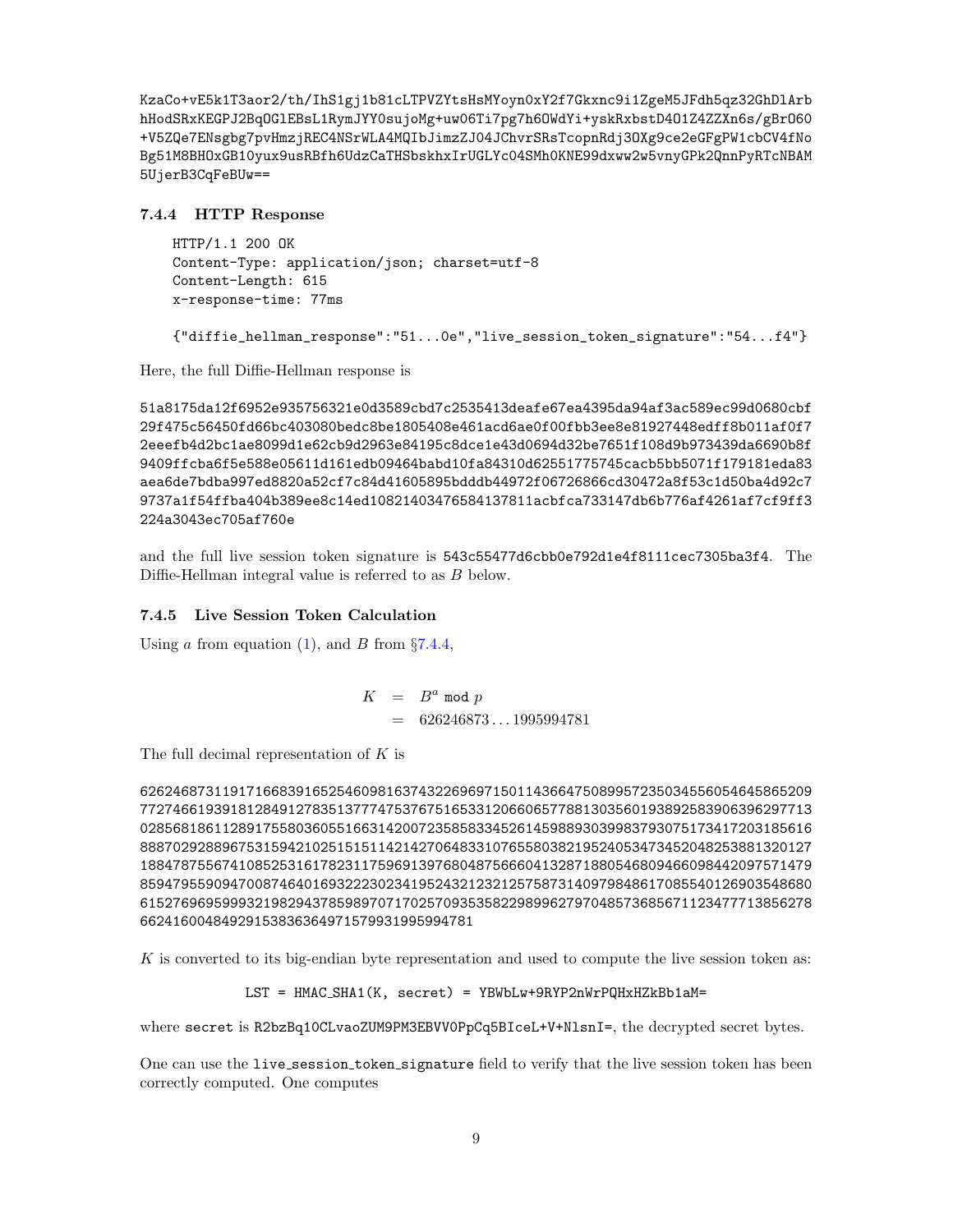```
KzaCo+vE5k1T3aor2/th/IhS1gj1b81cLTPVZYtsHsMYoyn0xY2f7Gkxnc9i1ZgeM5JFdh5qz32GhDlArb
hHodSRxKEGPJ2BqOGlEBsL1RymJYY0sujoMg+uw06Ti7pg7h6OWdYi+yskRxbstD4O1Z4ZZXn6s/gBrO60
+V5ZQe7ENsgbg7pvHmzjREC4NSrWLA4MQIbJimzZJ04JChvrSRsTcopnRdj3OXg9ce2eGFgPW1cbCV4fNo
Bg51M8BHOxGB10yux9usRBfh6UdzCaTHSbskhxIrUGLYc04SMh0KNE99dxww2w5vnyGPk2QnnPyRTcNBAM
5UjerB3CqFeBUw==
```

### 7.4.4 HTTP Response

```
HTTP/1.1 200 OK
Content-Type: application/json; charset=utf-8
Content-Length: 615
x-response-time: 77ms

{"diffie_hellman_response":"51...0e","live_session_token_signature":"54...f4"}
```

Here, the full Diffie-Hellman response is

```
51a8175da12f6952e935756321e0d3589cbd7c2535413deafe67ea4395da94af3ac589ec99d0680cbf
29f475c56450fd66bc403080bedc8be1805408e461acd6ae0f00fbb3ee8e81927448edff8b011af0f7
2eeefb4d2bc1ae8099d1e62cb9d2963e84195c8dce1e43d0694d32be7651f108d9b973439da6690b8f
9409ffcba6f5e588e05611d161edb09464babd10fa84310d62551775745cacb5bb5071f179181eda83
aea6de7bdba997ed8820a52cf7c84d41605895bdddb44972f06726866cd30472a8f53c1d50ba4d92c7
9737a1f54ffba404b389ee8c14ed1082140347658413781 1acbfca733147db6b776af4261af7cf9ff3
224a3043ec705af760e
```

and the full live session token signature is `543c55477d6cbb0e792d1e4f8111cec7305ba3f4`. The Diffie-Hellman integral value is referred to as $B$ below.

### 7.4.5 Live Session Token Calculation

Using $a$ from equation (1), and $B$ from §7.4.4,

$$
\begin{aligned}
K &= B^a \bmod p \\
&= 626246873\ldots1995994781
\end{aligned}
$$

The full decimal representation of $K$ is

```
62624687311917166839165254609816374322696971501143664750899572350345560546458652O9
77274661939181284912783513777475376751653312066065778813035601938925839063962977 13
02856818611289175580360551663142007235858334526145988930399837930751734172031 85616
88870292889675315942102515151142142706483310765580382195240534734520482538813201 27
18847875567410852531617823117596913976804875666041328718805468094660984420975714 79
85947955909470087464016932223023419524321232125758731409798486170855401269035486 80
61527696959993219829437859897071702570935358229899627970485736856711234777138562 78
6624160048492915383636497157993199599478 1
```

$K$ is converted to its big-endian byte representation and used to compute the live session token as:

```
LST = HMAC_SHA1(K, secret) = YBWbLw+9RYP2nWrPQHxHZkBb1aM=
```

where `secret` is `R2bzBq10CLvaoZUM9PM3EBVV0PpCq5BIceL+V+NlsnI=`, the decrypted secret bytes.

One can use the `live_session_token_signature` field to verify that the live session token has been correctly computed. One computes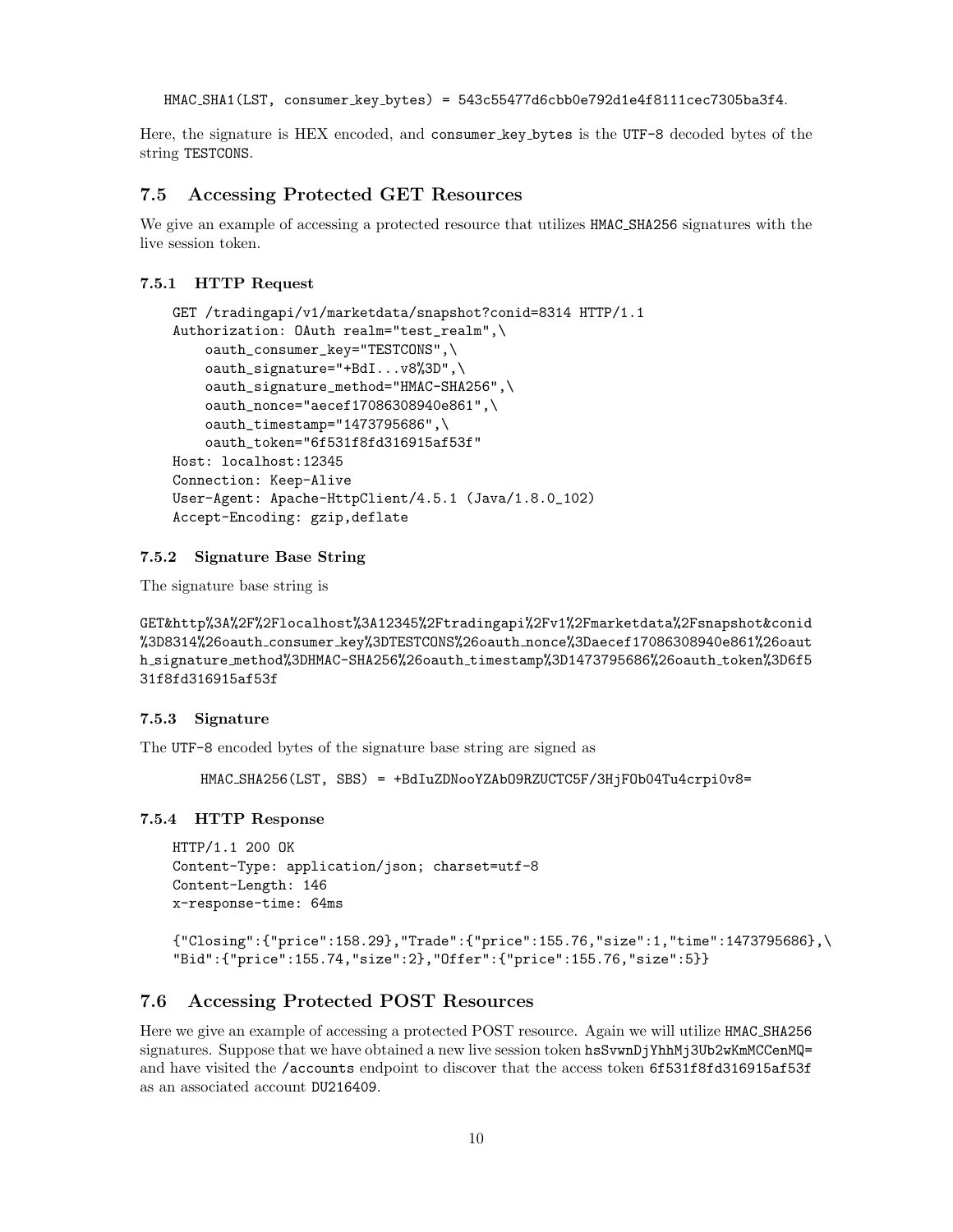HMAC_SHA1(LST, consumer_key_bytes) = 543c55477d6cbb0e792d1e4f8111cec7305ba3f4.

Here, the signature is HEX encoded, and consumer_key_bytes is the UTF-8 decoded bytes of the string TESTCONS.

## 7.5 Accessing Protected GET Resources

We give an example of accessing a protected resource that utilizes HMAC_SHA256 signatures with the live session token.

### 7.5.1 HTTP Request

```
GET /tradingapi/v1/marketdata/snapshot?conid=8314 HTTP/1.1
Authorization: OAuth realm="test_realm",\
    oauth_consumer_key="TESTCONS",\
    oauth_signature="+BdI...v8%3D",\
    oauth_signature_method="HMAC-SHA256",\
    oauth_nonce="aecef17086308940e861",\
    oauth_timestamp="1473795686",\
    oauth_token="6f531f8fd316915af53f"
Host: localhost:12345
Connection: Keep-Alive
User-Agent: Apache-HttpClient/4.5.1 (Java/1.8.0_102)
Accept-Encoding: gzip,deflate
```

### 7.5.2 Signature Base String

The signature base string is

```
GET&http%3A%2F%2Flocalhost%3A12345%2Ftradingapi%2Fv1%2Fmarketdata%2Fsnapshot&conid
%3D8314%26oauth_consumer_key%3DTESTCONS%26oauth_nonce%3Daecef17086308940e861%26oaut
h_signature_method%3DHMAC-SHA256%26oauth_timestamp%3D1473795686%26oauth_token%3D6f5
31f8fd316915af53f
```

### 7.5.3 Signature

The UTF-8 encoded bytes of the signature base string are signed as

HMAC_SHA256(LST, SBS) = +BdIuZDNooYZAbO9RZUCTC5F/3HjFOb04Tu4crpi0v8=

### 7.5.4 HTTP Response

```
HTTP/1.1 200 OK
Content-Type: application/json; charset=utf-8
Content-Length: 146
x-response-time: 64ms

{"Closing":{"price":158.29},"Trade":{"price":155.76,"size":1,"time":1473795686},\
"Bid":{"price":155.74,"size":2},"Offer":{"price":155.76,"size":5}}
```

## 7.6 Accessing Protected POST Resources

Here we give an example of accessing a protected POST resource. Again we will utilize HMAC_SHA256 signatures. Suppose that we have obtained a new live session token hsSvwnDjYhhMj3Ub2wKmMCCenMQ= and have visited the /accounts endpoint to discover that the access token 6f531f8fd316915af53f as an associated account DU216409.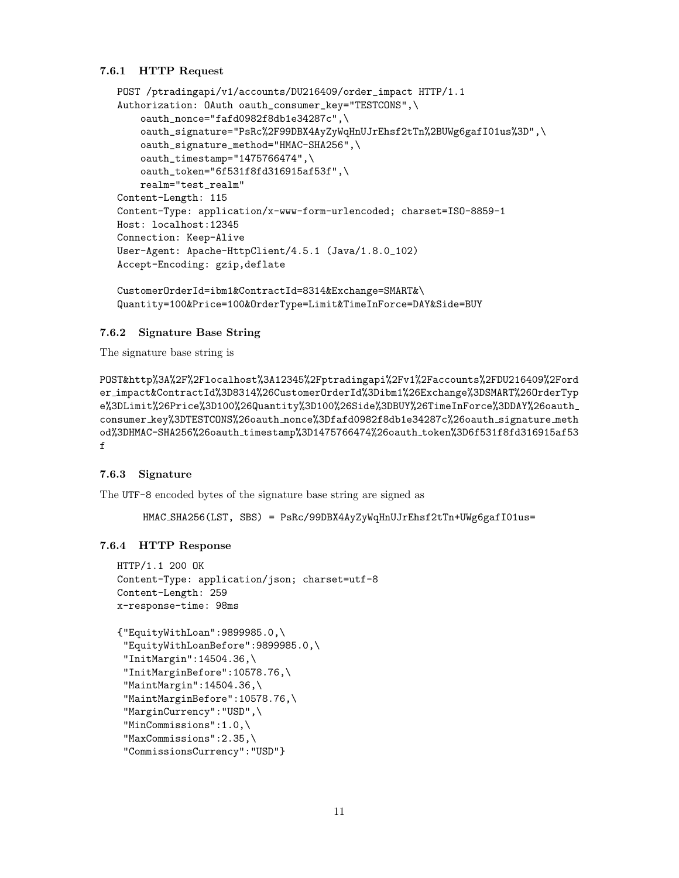### 7.6.1 HTTP Request

```
POST /ptradingapi/v1/accounts/DU216409/order_impact HTTP/1.1
Authorization: OAuth oauth_consumer_key="TESTCONS",\
    oauth_nonce="fafd0982f8db1e34287c",\
    oauth_signature="PsRc%2F99DBX4AyZyWqHnUJrEhsf2tTn%2BUWg6gafI01us%3D",\
    oauth_signature_method="HMAC-SHA256",\
    oauth_timestamp="1475766474",\
    oauth_token="6f531f8fd316915af53f",\
    realm="test_realm"
Content-Length: 115
Content-Type: application/x-www-form-urlencoded; charset=ISO-8859-1
Host: localhost:12345
Connection: Keep-Alive
User-Agent: Apache-HttpClient/4.5.1 (Java/1.8.0_102)
Accept-Encoding: gzip,deflate

CustomerOrderId=ibm1&ContractId=8314&Exchange=SMART&\
Quantity=100&Price=100&OrderType=Limit&TimeInForce=DAY&Side=BUY
```

### 7.6.2 Signature Base String

The signature base string is

```
POST&http%3A%2F%2Flocalhost%3A12345%2Fptradingapi%2Fv1%2Faccounts%2FDU216409%2Ford
er_impact&ContractId%3D8314%26CustomerOrderId%3Dibm1%26Exchange%3DSMART%26OrderTyp
e%3DLimit%26Price%3D100%26Quantity%3D100%26Side%3DBUY%26TimeInForce%3DDAY%26oauth_
consumer_key%3DTESTCONS%26oauth_nonce%3Dfafd0982f8db1e34287c%26oauth_signature_meth
od%3DHMAC-SHA256%26oauth_timestamp%3D1475766474%26oauth_token%3D6f531f8fd316915af53
f
```

### 7.6.3 Signature

The UTF-8 encoded bytes of the signature base string are signed as

```
HMAC_SHA256(LST, SBS) = PsRc/99DBX4AyZyWqHnUJrEhsf2tTn+UWg6gafI01us=
```

### 7.6.4 HTTP Response

```
HTTP/1.1 200 OK
Content-Type: application/json; charset=utf-8
Content-Length: 259
x-response-time: 98ms

{"EquityWithLoan":9899985.0,\
 "EquityWithLoanBefore":9899985.0,\
 "InitMargin":14504.36,\
 "InitMarginBefore":10578.76,\
 "MaintMargin":14504.36,\
 "MaintMarginBefore":10578.76,\
 "MarginCurrency":"USD",\
 "MinCommissions":1.0,\
 "MaxCommissions":2.35,\
 "CommissionsCurrency":"USD"}
```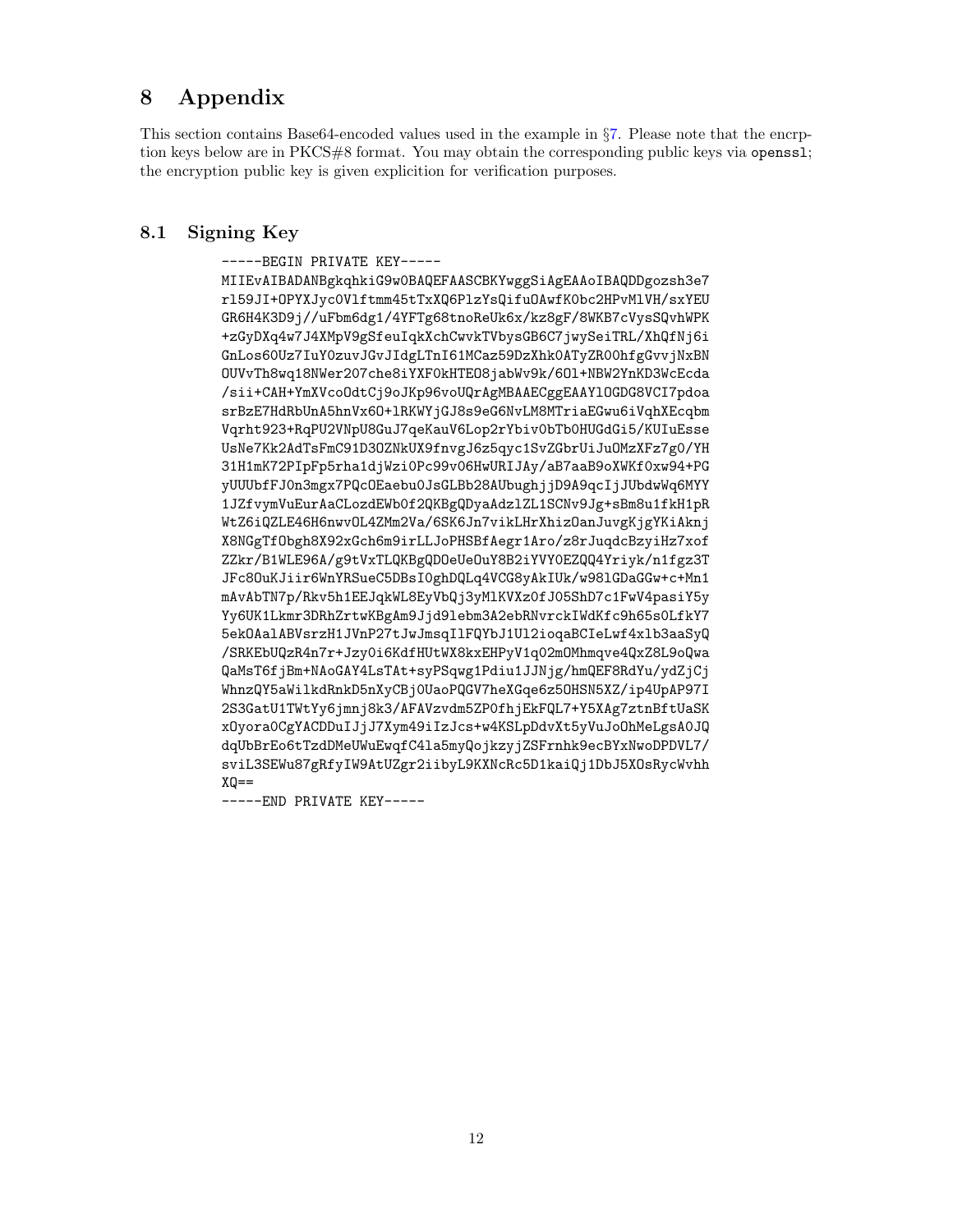# 8 Appendix

This section contains Base64-encoded values used in the example in §7. Please note that the encrption keys below are in PKCS#8 format. You may obtain the corresponding public keys via `openssl`; the encryption public key is given explicition for verification purposes.

## 8.1 Signing Key

```
-----BEGIN PRIVATE KEY-----
MIIEvAIBADANBgkqhkiG9w0BAQEFAASCBKYwggSiAgEAAoIBAQDDgozsh3e7
rl59JI+OPYXJyc0Vlftmm45tTxXQ6PlzYsQifuOAwfK0bc2HPvMlVH/sxYEU
GR6H4K3D9j//uFbm6dg1/4YFTg68tnoReUk6x/kz8gF/8WKB7cVysSQvhWPK
+zGyDXq4w7J4XMpV9gSfeuIqkXchCwvkTVbysGB6C7jwySeiTRL/XhQfNj6i
GnLos60Uz7IuY0zuvJGvJIdgLTnI61MCaz59DzXhk0ATyZR00hfgGvvjNxBN
OUVvTh8wq18NWer207che8iYXF0kHTEO8jabWv9k/6Ol+NBW2YnKD3WcEcda
/sii+CAH+YmXVco0dtCj9oJKp96voUQrAgMBAAECggEAAYlOGDG8VCI7pdoa
srBzE7HdRbUnA5hnVx6O+lRKWYjGJ8s9eG6NvLM8MTriaEGwu6iVqhXEcqbm
Vqrht923+RqPU2VNpU8GuJ7qeKauV6Lop2rYbiv0bTb0HUGdGi5/KUIuEsse
UsNe7Kk2AdTsFmC91D3OZNkUX9fnvgJ6z5qyc1SvZGbrUiJuOMzXFz7g0/YH
31H1mK72PIpFp5rha1djWzi0Pc99vO6HwURIJAy/aB7aaB9oXWKf0xw94+PG
yUUUbfFJ0n3mgx7PQcOEaebu0JsGLBb28AUbughjjD9A9qcIjJUbdwWq6MYY
1JZfvymVuEurAaCLozdEWb0f2QKBgQDyaAdzlZL1SCNv9Jg+sBm8u1fkH1pR
WtZ6iQZLE46H6nwvOL4ZMm2Va/6SK6Jn7vikLHrXhizOanJuvgKjgYKiAknj
X8NGgTfObgh8X92xGch6m9irLLJoPHSBfAegr1Aro/z8rJuqdcBzyiHz7xof
ZZkr/B1WLE96A/g9tVxTLQKBgQDOeUeOuY8B2iYVY0EZQQ4Yriyk/n1fgz3T
JFc8OuKJiir6WnYRSueC5DBsI0ghDQLq4VCG8yAkIUk/w98lGDaGGw+c+Mn1
mAvAbTN7p/Rkv5h1EEJqkWL8EyVbQj3yMlKVXz0fJ05ShD7c1FwV4pasiY5y
Yy6UK1Lkmr3DRhZrtwKBgAm9Jjd9lebm3A2ebRNvrckIWdKfc9h65s0LfkY7
5ek0AalABVsrzH1JVnP27tJwJmsqIlFQYbJ1Ul2ioqaBCIeLwf4xlb3aaSyQ
/SRKEbUQzR4n7r+Jzy0i6KdfHUtWX8kxEHPyV1q02mOMhmqve4QxZ8L9oQwa
QaMsT6fjBm+NAoGAY4LsTAt+syPSqwg1Pdiu1JJNjg/hmQEF8RdYu/ydZjCj
WhnzQY5aWilkdRnkD5nXyCBj0UaoPQGV7heXGqe6z5OHSN5XZ/ip4UpAP97I
2S3GatU1TWtYy6jmnj8k3/AFAVzvdm5ZP0fhjEkFQL7+Y5XAg7ztnBftUaSK
xOyora0CgYACDDuIJjJ7Xym49iIzJcs+w4KSLpDdvXt5yVuJoOhMeLgsA0JQ
dqUbBrEo6tTzdDMeUWuEwqfC4la5myQojkzyjZSFrnhk9ecBYxNwoDPDVL7/
sviL3SEWu87gRfyIW9AtUZgr2iibyL9KXNcRc5D1kaiQj1DbJ5XOsRycWvhh
XQ==
-----END PRIVATE KEY-----
```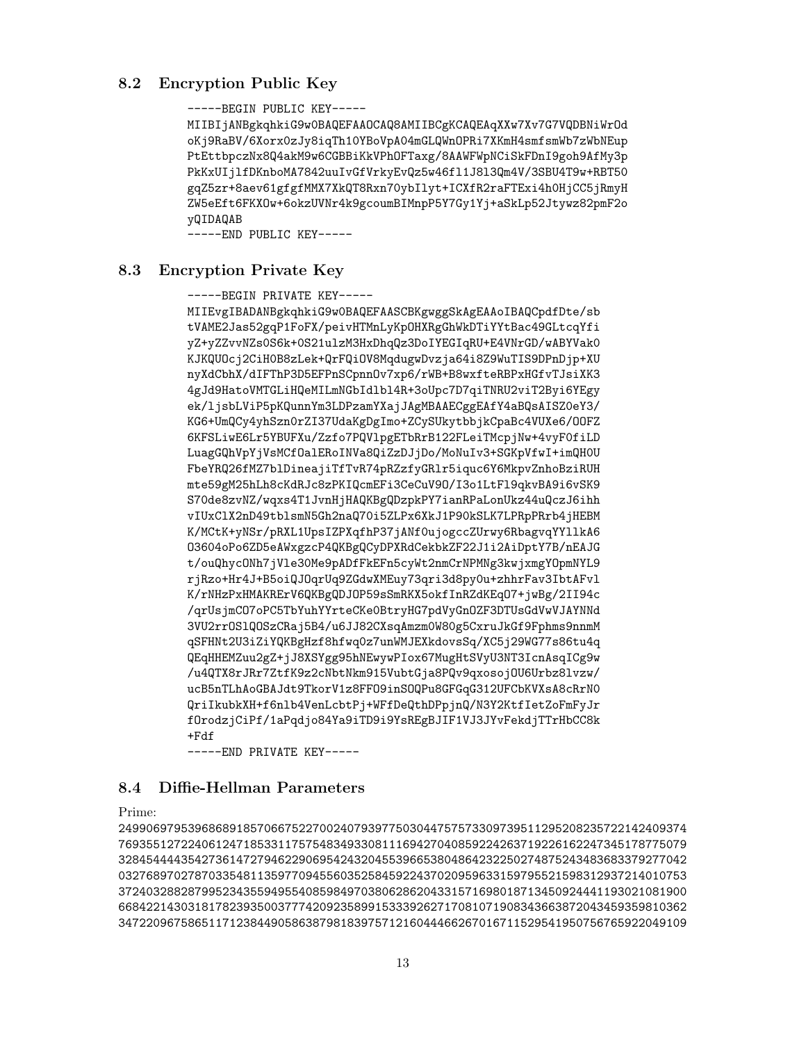### 8.2 Encryption Public Key

```
-----BEGIN PUBLIC KEY-----
MIIBIjANBgkqhkiG9w0BAQEFAAOCAQ8AMIIBCgKCAQEAqXXw7Xv7G7VQDBNiWrOd
oKj9RaBV/6Xorx0zJy8iqTh1OYBoVpA04mGLQWnOPRi7XKmH4smfsmWb7zWbNEup
PtEttbpczNx8Q4akM9w6CGBBiKkVPhOFTaxg/8AAWFWpNCiSkFDnI9goh9AfMy3p
PkKxUIjlfDKnboMA7842uuIvGfVrkyEvQz5w46fl1J8l3Qm4V/3SBU4T9w+RBT50
gqZ5zr+8aev61gfgfMMX7XkQT8Rxn70ybIlyt+ICXfR2raFTExi4h0HjCC5jRmyH
ZW5eEft6FKXOw+6okzUVNr4k9gcoumBIMnpP5Y7Gy1Yj+aSkLp52Jtywz82pmF2o
yQIDAQAB
-----END PUBLIC KEY-----
```

### 8.3 Encryption Private Key

```
-----BEGIN PRIVATE KEY-----
MIIEvgIBADANBgkqhkiG9w0BAQEFAASCBKgwggSkAgEAAoIBAQCpdfDte/sb
tVAME2Jas52gqP1FoFX/peivHTMnLyKpOHXRgGhWkDTiYYtBac49GLtcqYfi
yZ+yZZvvNZs0S6k+0S21ulzM3HxDhqQz3DoIYEGIqRU+E4VNrGD/wABYVak0
KJKQUOcj2CiH0B8zLek+QrFQiOV8MqdugwDvzja64i8Z9WuTIS9DPnDjp+XU
nyXdCbhX/dIFThP3D5EFPnSCpnnOv7xp6/rWB+B8wxfteRBPxHGfvTJsiXK3
4gJd9HatoVMTGLiHQeMILmNGbIdlbl4R+3oUpc7D7qiTNRU2viT2Byi6YEgy
ek/ljsbLViP5pKQunnYm3LDPzamYXajJAgMBAAECggEAfY4aBQsAISZ0eY3/
KG6+UmQCy4yhSzn0rZI37UdaKgDgImo+ZCySUkytbbjkCpaBc4VUXe6/OOFZ
6KFSLiwE6Lr5YBUFXu/Zzfo7PQVlpgETbRrB122FLeiTMcpjNw+4vyF0fiLD
LuagGQhVpYjVsMCf0alERoINVa8QiZzDJjDo/MoNuIv3+SGKpVfwI+imQHOU
FbeYRQ26fMZ7blDineajiTfTvR74pRZzfyGRlr5iquc6Y6MkpvZnhoBziRUH
mte59gM25hLh8cKdRJc8zPKIQcmEFi3CeCuV9O/I3o1LtFl9qkvBA9i6vSK9
S70de8zvNZ/wqxs4T1JvnHjHAQKBgQDzpkPY7ianRPaLonUkz44uQczJ6ihh
vIUxClX2nD49tblsmN5Gh2naQ70i5ZLPx6XkJ1P90kSLK7LPRpPRrb4jHEBM
K/MCtK+yNSr/pRXL1UpsIZPXqfhP37jANf0ujogccZUrwy6RbagvqYYllkA6
O3604oPo6ZD5eAWxgzcP4QKBgQCyDPXRdCekbkZF22J1i2AiDptY7B/nEAJG
t/ouQhycONh7jVle30Me9pADfFkEFn5cyWt2nmCrNPMNg3kwjxmgYOpmNYL9
rjRzo+Hr4J+B5oiQJOqrUq9ZGdwXMEuy73qri3d8py0u+zhhrFav3IbtAFvl
K/rNHzPxHMAKRErV6QKBgQDJOP59sSmRKX5okfInRZdKEqO7+jwBg/2II94c
/qrUsjmC07oPC5TbYuhYYrteCKe0BtryHG7pdVyGnOZF3DTUsGdVwVJAYNNd
3VU2rrOSlQOSzCRaj5B4/u6JJ82CXsqAmzm0W80g5CxruJkGf9Fphms9nnmM
qSFHNt2U3iZiYQKBgHzf8hfwq0z7unWMJEXkdovsSq/XC5j29WG77s86tu4q
QEqHHEMZuu2gZ+jJ8XSYgg95hNEwywPIox67MugHtSVyU3NT3IcnAsqICg9w
/u4QTX8rJRr7ZtfK9z2cNbtNkm915VubtGja8PQv9qxosojOU6Urbz8lvzw/
ucB5nTLhAoGBAJdt9TkorV1z8FFO9inSOQPu8GFGqG312UFCbKVXsA8cRrN0
QriIkubkXH+f6nlb4VenLcbtPj+WFfDeQthDPpjnQ/N3Y2KtfIetZoFmFyJr
fOrodzjCiPf/1aPqdjo84Ya9iTD9i9YsREgBJIF1VJ3JYvFekdjTTrHbCC8k
+Fdf
-----END PRIVATE KEY-----
```

### 8.4 Diffie-Hellman Parameters

Prime:

```
2499069795396868918570667522700240793977503044757573309739511295208235722142409374
7693551272240612471853311757548349330811169427040859224263719226162247345178775079
3284544443542736147279462290695424320455396653804864232250274875243483683379277042
0327689702787033548113597709455603525845922437020959633159795521598312937214010753
3724032882879952343559495540859849703806286204331571698018713450924441193021081900
6684221430318178239350037774209235899153339262717081071908343663872043459359810362
3472209675865117123844905863879818397571216044466267016711529541950756765922049109
```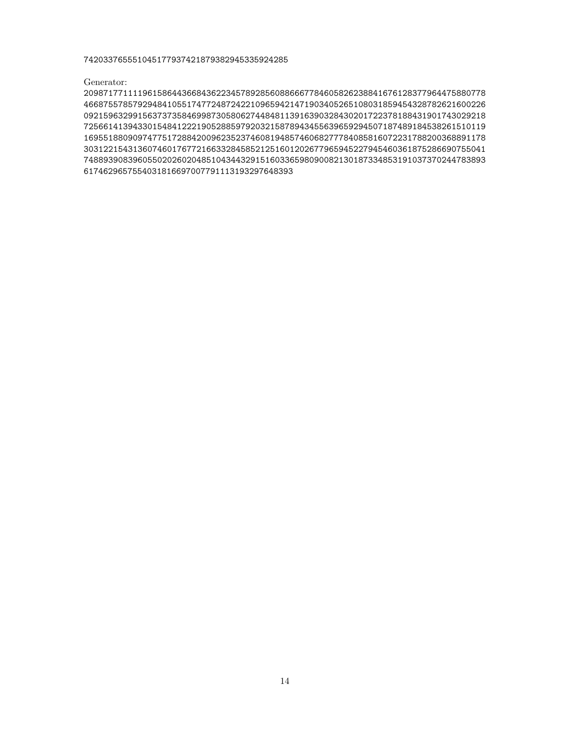742033765551045177937421879382945335924285

Generator:

2098717711119615864436684362234578928560886667784605826238841676128377964475880778
4668755785792948410551747724872422109659421471903405265108031859454328782621600226
0921596329915637373584699873058062744848113916390328430201722378188431901743029218
7256614139433015484122219052885979203215878943455639659294507187489184538261510119
1695518809097477517288420096235237460819485746068277784085816072231788200368891178
3031221543136074601767721663328458521251601202677965945227945460361875286690755041
7488939083960550202602048510434432915160336598090082130187334853191037370244783893
6174629657554031816697007791113193297648393